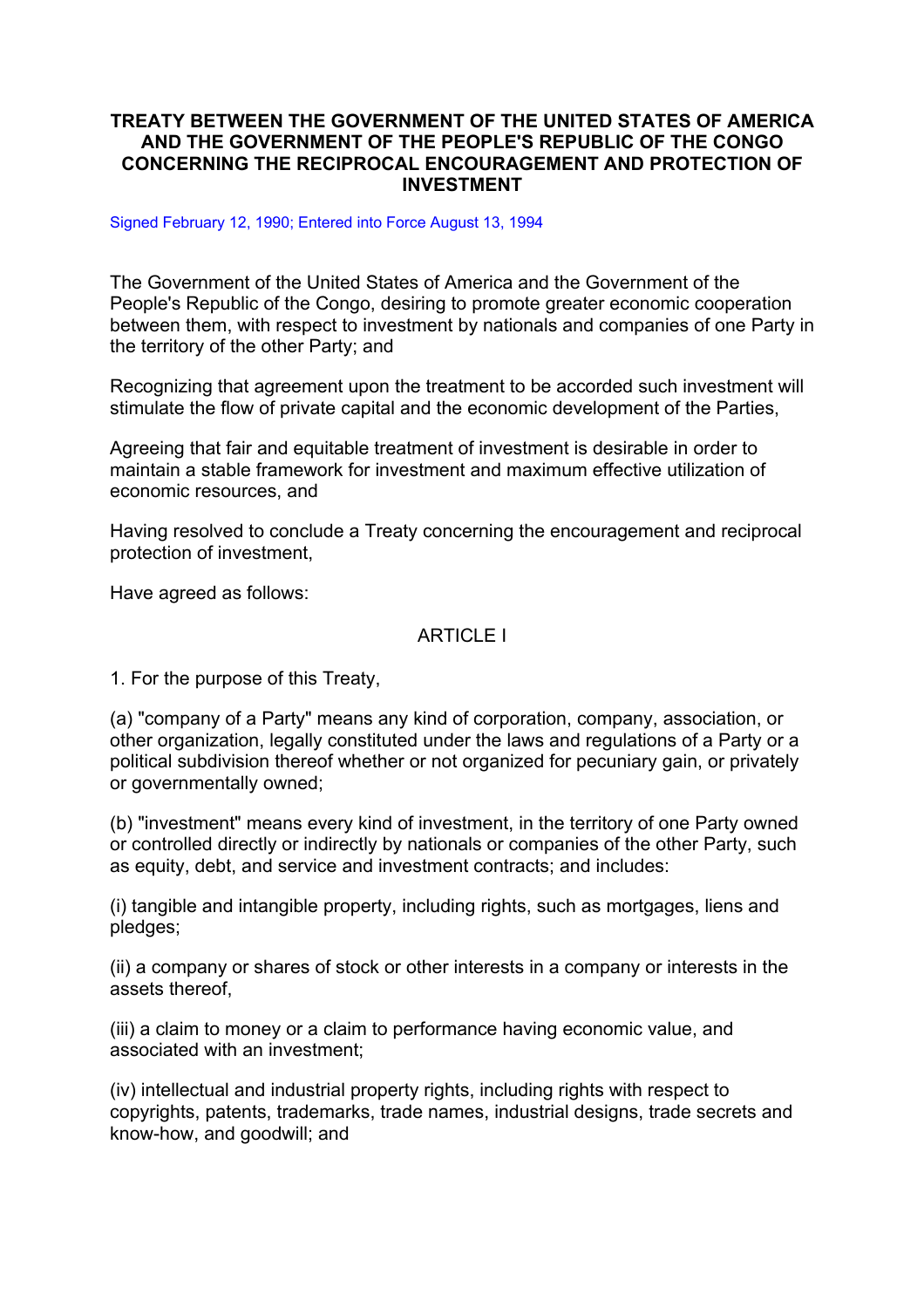# TREATY BETWEEN THE GOVERNMENT OF THE UNITED STATES OF AMERICA AND THE GOVERNMENT OF THE PEOPLE'S REPUBLIC OF THE CONGO CONCERNING THE RECIPROCAL ENCOURAGEMENT AND PROTECTION OF INVESTMENT

Signed February 12, 1990; Entered into Force August 13, 1994

The Government of the United States of America and the Government of the People's Republic of the Congo, desiring to promote greater economic cooperation between them, with respect to investment by nationals and companies of one Party in the territory of the other Party; and

Recognizing that agreement upon the treatment to be accorded such investment will stimulate the flow of private capital and the economic development of the Parties,

Agreeing that fair and equitable treatment of investment is desirable in order to maintain a stable framework for investment and maximum effective utilization of economic resources, and

Having resolved to conclude a Treaty concerning the encouragement and reciprocal protection of investment,

Have agreed as follows:

## ARTICLE I

1. For the purpose of this Treaty,

(a) "company of a Party" means any kind of corporation, company, association, or other organization, legally constituted under the laws and regulations of a Party or a political subdivision thereof whether or not organized for pecuniary gain, or privately or governmentally owned;

(b) "investment" means every kind of investment, in the territory of one Party owned or controlled directly or indirectly by nationals or companies of the other Party, such as equity, debt, and service and investment contracts; and includes:

(i) tangible and intangible property, including rights, such as mortgages, liens and pledges;

(ii) a company or shares of stock or other interests in a company or interests in the assets thereof,

(iii) a claim to money or a claim to performance having economic value, and associated with an investment;

(iv) intellectual and industrial property rights, including rights with respect to copyrights, patents, trademarks, trade names, industrial designs, trade secrets and know-how, and goodwill; and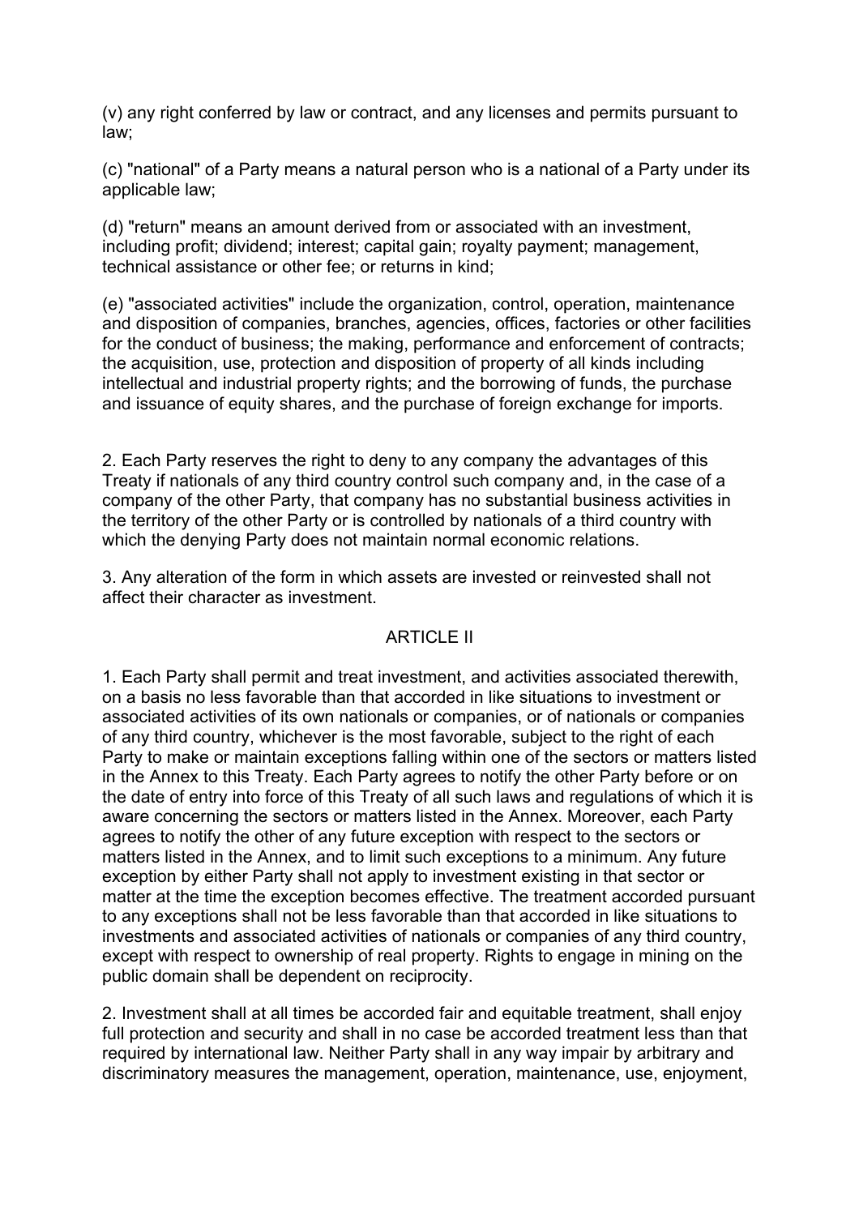(v) any right conferred by law or contract, and any licenses and permits pursuant to law;

(c) "national" of a Party means a natural person who is a national of a Party under its applicable law;

(d) "return" means an amount derived from or associated with an investment, including profit; dividend; interest; capital gain; royalty payment; management, technical assistance or other fee; or returns in kind;

(e) "associated activities" include the organization, control, operation, maintenance and disposition of companies, branches, agencies, offices, factories or other facilities for the conduct of business; the making, performance and enforcement of contracts; the acquisition, use, protection and disposition of property of all kinds including intellectual and industrial property rights; and the borrowing of funds, the purchase and issuance of equity shares, and the purchase of foreign exchange for imports.

2. Each Party reserves the right to deny to any company the advantages of this Treaty if nationals of any third country control such company and, in the case of a company of the other Party, that company has no substantial business activities in the territory of the other Party or is controlled by nationals of a third country with which the denying Party does not maintain normal economic relations.

3. Any alteration of the form in which assets are invested or reinvested shall not affect their character as investment.

## ARTICLE II

1. Each Party shall permit and treat investment, and activities associated therewith, on a basis no less favorable than that accorded in like situations to investment or associated activities of its own nationals or companies, or of nationals or companies of any third country, whichever is the most favorable, subject to the right of each Party to make or maintain exceptions falling within one of the sectors or matters listed in the Annex to this Treaty. Each Party agrees to notify the other Party before or on the date of entry into force of this Treaty of all such laws and regulations of which it is aware concerning the sectors or matters listed in the Annex. Moreover, each Party agrees to notify the other of any future exception with respect to the sectors or matters listed in the Annex, and to limit such exceptions to a minimum. Any future exception by either Party shall not apply to investment existing in that sector or matter at the time the exception becomes effective. The treatment accorded pursuant to any exceptions shall not be less favorable than that accorded in like situations to investments and associated activities of nationals or companies of any third country, except with respect to ownership of real property. Rights to engage in mining on the public domain shall be dependent on reciprocity.

2. Investment shall at all times be accorded fair and equitable treatment, shall enjoy full protection and security and shall in no case be accorded treatment less than that required by international law. Neither Party shall in any way impair by arbitrary and discriminatory measures the management, operation, maintenance, use, enjoyment,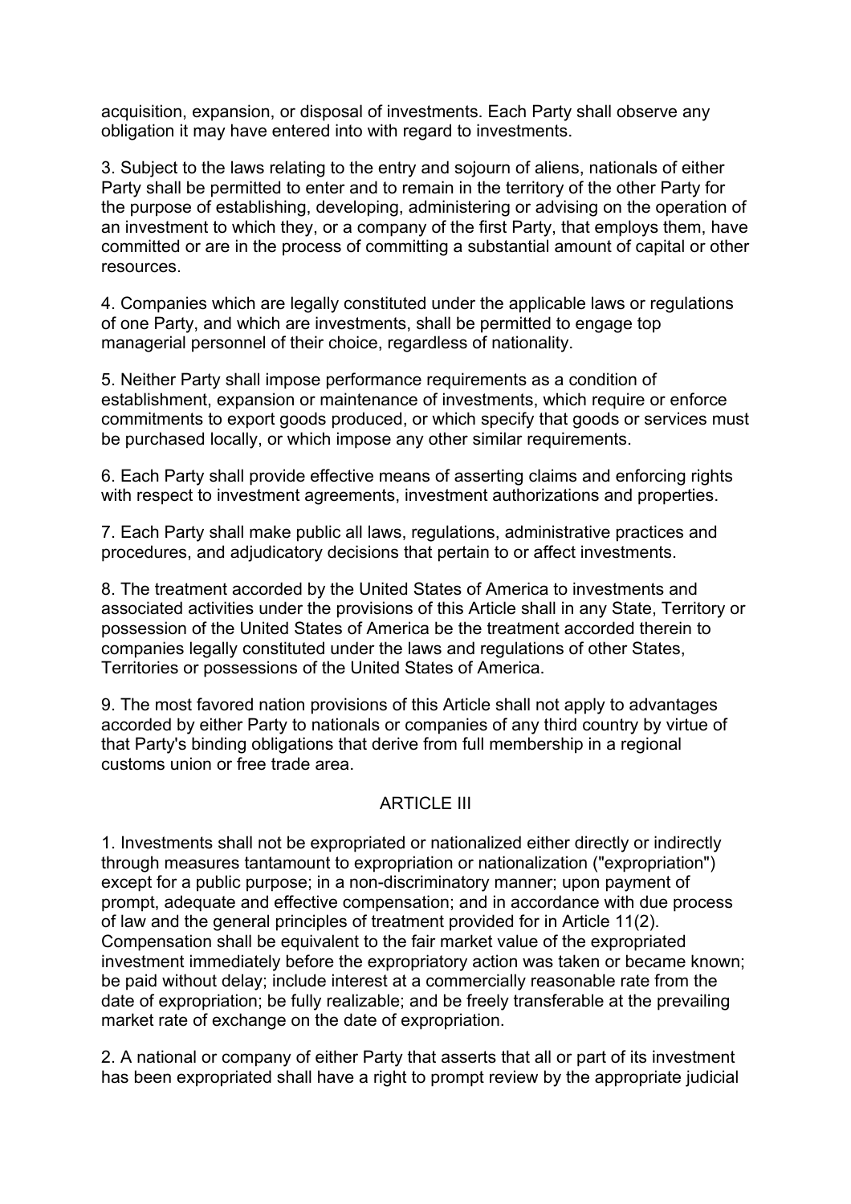acquisition, expansion, or disposal of investments. Each Party shall observe any obligation it may have entered into with regard to investments.

3. Subject to the laws relating to the entry and sojourn of aliens, nationals of either Party shall be permitted to enter and to remain in the territory of the other Party for the purpose of establishing, developing, administering or advising on the operation of an investment to which they, or a company of the first Party, that employs them, have committed or are in the process of committing a substantial amount of capital or other resources.

4. Companies which are legally constituted under the applicable laws or regulations of one Party, and which are investments, shall be permitted to engage top managerial personnel of their choice, regardless of nationality.

5. Neither Party shall impose performance requirements as a condition of establishment, expansion or maintenance of investments, which require or enforce commitments to export goods produced, or which specify that goods or services must be purchased locally, or which impose any other similar requirements.

6. Each Party shall provide effective means of asserting claims and enforcing rights with respect to investment agreements, investment authorizations and properties.

7. Each Party shall make public all laws, regulations, administrative practices and procedures, and adjudicatory decisions that pertain to or affect investments.

8. The treatment accorded by the United States of America to investments and associated activities under the provisions of this Article shall in any State, Territory or possession of the United States of America be the treatment accorded therein to companies legally constituted under the laws and regulations of other States, Territories or possessions of the United States of America.

9. The most favored nation provisions of this Article shall not apply to advantages accorded by either Party to nationals or companies of any third country by virtue of that Party's binding obligations that derive from full membership in a regional customs union or free trade area.

## ARTICLE III

1. Investments shall not be expropriated or nationalized either directly or indirectly through measures tantamount to expropriation or nationalization ("expropriation") except for a public purpose; in a non-discriminatory manner; upon payment of prompt, adequate and effective compensation; and in accordance with due process of law and the general principles of treatment provided for in Article 11(2). Compensation shall be equivalent to the fair market value of the expropriated investment immediately before the expropriatory action was taken or became known; be paid without delay; include interest at a commercially reasonable rate from the date of expropriation; be fully realizable; and be freely transferable at the prevailing market rate of exchange on the date of expropriation.

2. A national or company of either Party that asserts that all or part of its investment has been expropriated shall have a right to prompt review by the appropriate judicial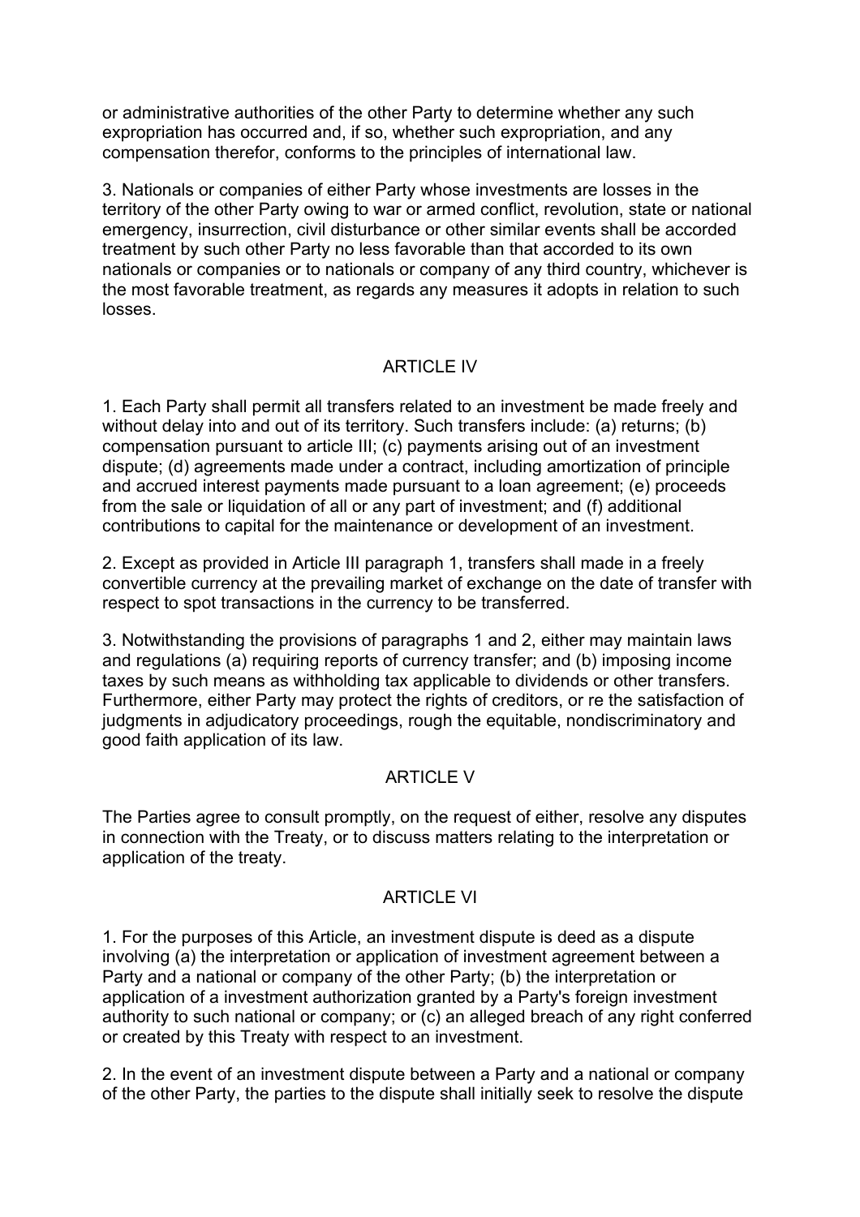or administrative authorities of the other Party to determine whether any such expropriation has occurred and, if so, whether such expropriation, and any compensation therefor, conforms to the principles of international law.

3. Nationals or companies of either Party whose investments are losses in the territory of the other Party owing to war or armed conflict, revolution, state or national emergency, insurrection, civil disturbance or other similar events shall be accorded treatment by such other Party no less favorable than that accorded to its own nationals or companies or to nationals or company of any third country, whichever is the most favorable treatment, as regards any measures it adopts in relation to such losses.

## ARTICLE IV

1. Each Party shall permit all transfers related to an investment be made freely and without delay into and out of its territory. Such transfers include: (a) returns; (b) compensation pursuant to article III; (c) payments arising out of an investment dispute; (d) agreements made under a contract, including amortization of principle and accrued interest payments made pursuant to a loan agreement; (e) proceeds from the sale or liquidation of all or any part of investment; and (f) additional contributions to capital for the maintenance or development of an investment.

2. Except as provided in Article III paragraph 1, transfers shall made in a freely convertible currency at the prevailing market of exchange on the date of transfer with respect to spot transactions in the currency to be transferred.

3. Notwithstanding the provisions of paragraphs 1 and 2, either may maintain laws and regulations (a) requiring reports of currency transfer; and (b) imposing income taxes by such means as withholding tax applicable to dividends or other transfers. Furthermore, either Party may protect the rights of creditors, or re the satisfaction of judgments in adjudicatory proceedings, rough the equitable, nondiscriminatory and good faith application of its law.

## ARTICLE V

The Parties agree to consult promptly, on the request of either, resolve any disputes in connection with the Treaty, or to discuss matters relating to the interpretation or application of the treaty.

## ARTICLE VI

1. For the purposes of this Article, an investment dispute is deed as a dispute involving (a) the interpretation or application of investment agreement between a Party and a national or company of the other Party; (b) the interpretation or application of a investment authorization granted by a Party's foreign investment authority to such national or company; or (c) an alleged breach of any right conferred or created by this Treaty with respect to an investment.

2. In the event of an investment dispute between a Party and a national or company of the other Party, the parties to the dispute shall initially seek to resolve the dispute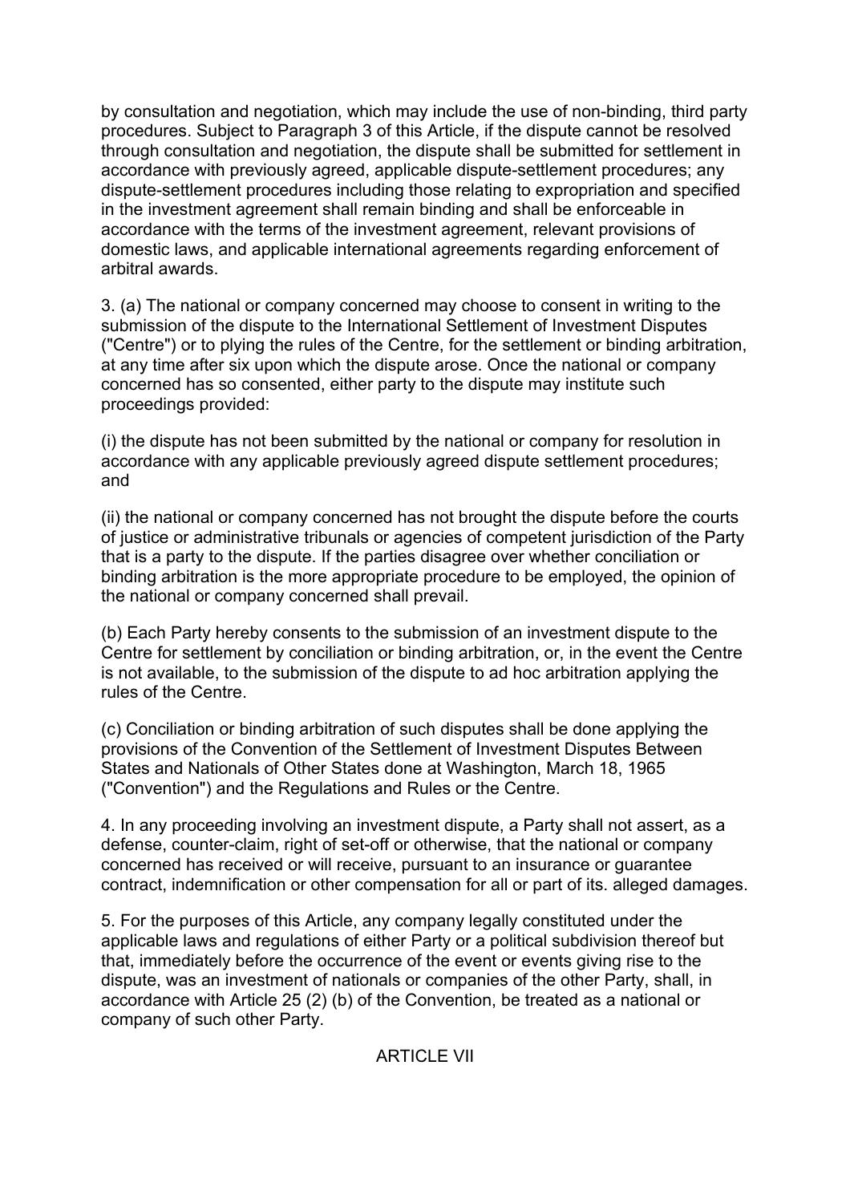by consultation and negotiation, which may include the use of non-binding, third party procedures. Subject to Paragraph 3 of this Article, if the dispute cannot be resolved through consultation and negotiation, the dispute shall be submitted for settlement in accordance with previously agreed, applicable dispute-settlement procedures; any dispute-settlement procedures including those relating to expropriation and specified in the investment agreement shall remain binding and shall be enforceable in accordance with the terms of the investment agreement, relevant provisions of domestic laws, and applicable international agreements regarding enforcement of arbitral awards.

3. (a) The national or company concerned may choose to consent in writing to the submission of the dispute to the International Settlement of Investment Disputes ("Centre") or to plying the rules of the Centre, for the settlement or binding arbitration, at any time after six upon which the dispute arose. Once the national or company concerned has so consented, either party to the dispute may institute such proceedings provided:

(i) the dispute has not been submitted by the national or company for resolution in accordance with any applicable previously agreed dispute settlement procedures; and

(ii) the national or company concerned has not brought the dispute before the courts of justice or administrative tribunals or agencies of competent jurisdiction of the Party that is a party to the dispute. If the parties disagree over whether conciliation or binding arbitration is the more appropriate procedure to be employed, the opinion of the national or company concerned shall prevail.

(b) Each Party hereby consents to the submission of an investment dispute to the Centre for settlement by conciliation or binding arbitration, or, in the event the Centre is not available, to the submission of the dispute to ad hoc arbitration applying the rules of the Centre.

(c) Conciliation or binding arbitration of such disputes shall be done applying the provisions of the Convention of the Settlement of Investment Disputes Between States and Nationals of Other States done at Washington, March 18, 1965 ("Convention") and the Regulations and Rules or the Centre.

4. In any proceeding involving an investment dispute, a Party shall not assert, as a defense, counter-claim, right of set-off or otherwise, that the national or company concerned has received or will receive, pursuant to an insurance or guarantee contract, indemnification or other compensation for all or part of its. alleged damages.

5. For the purposes of this Article, any company legally constituted under the applicable laws and regulations of either Party or a political subdivision thereof but that, immediately before the occurrence of the event or events giving rise to the dispute, was an investment of nationals or companies of the other Party, shall, in accordance with Article 25 (2) (b) of the Convention, be treated as a national or company of such other Party.

## ARTICLE VII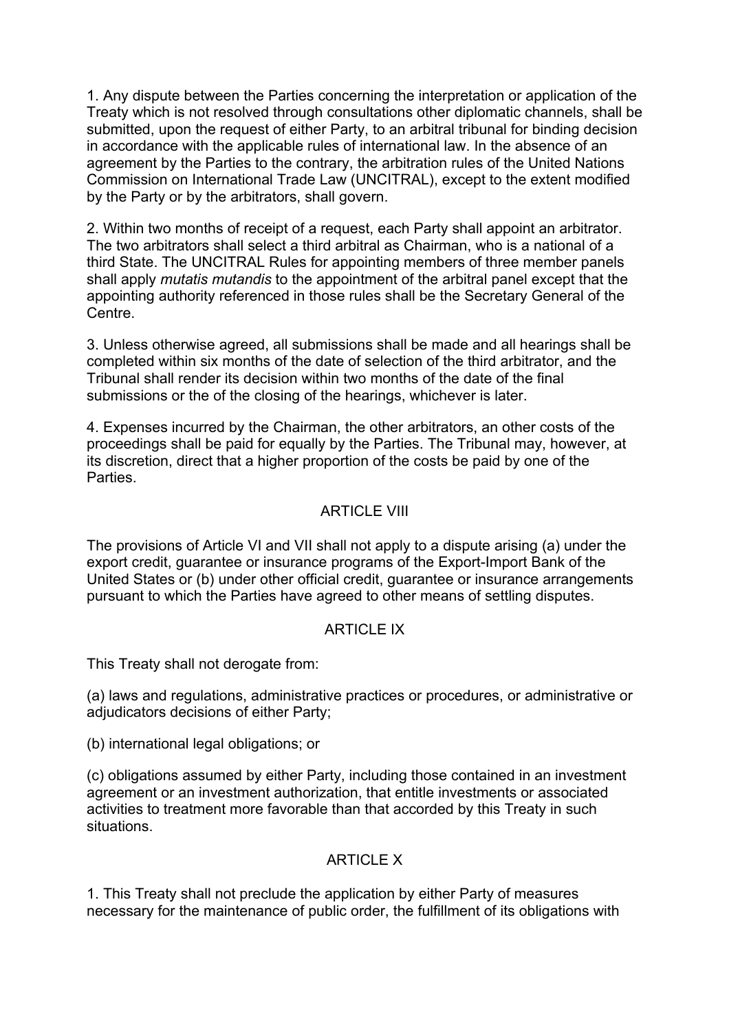1. Any dispute between the Parties concerning the interpretation or application of the Treaty which is not resolved through consultations other diplomatic channels, shall be submitted, upon the request of either Party, to an arbitral tribunal for binding decision in accordance with the applicable rules of international law. In the absence of an agreement by the Parties to the contrary, the arbitration rules of the United Nations Commission on International Trade Law (UNCITRAL), except to the extent modified by the Party or by the arbitrators, shall govern.

2. Within two months of receipt of a request, each Party shall appoint an arbitrator. The two arbitrators shall select a third arbitral as Chairman, who is a national of a third State. The UNCITRAL Rules for appointing members of three member panels shall apply *mutatis mutandis* to the appointment of the arbitral panel except that the appointing authority referenced in those rules shall be the Secretary General of the Centre.

3. Unless otherwise agreed, all submissions shall be made and all hearings shall be completed within six months of the date of selection of the third arbitrator, and the Tribunal shall render its decision within two months of the date of the final submissions or the of the closing of the hearings, whichever is later.

4. Expenses incurred by the Chairman, the other arbitrators, an other costs of the proceedings shall be paid for equally by the Parties. The Tribunal may, however, at its discretion, direct that a higher proportion of the costs be paid by one of the Parties.

## ARTICLE VIII

The provisions of Article VI and VII shall not apply to a dispute arising (a) under the export credit, guarantee or insurance programs of the Export-Import Bank of the United States or (b) under other official credit, guarantee or insurance arrangements pursuant to which the Parties have agreed to other means of settling disputes.

## ARTICLE IX

This Treaty shall not derogate from:

(a) laws and regulations, administrative practices or procedures, or administrative or adjudicators decisions of either Party;

(b) international legal obligations; or

(c) obligations assumed by either Party, including those contained in an investment agreement or an investment authorization, that entitle investments or associated activities to treatment more favorable than that accorded by this Treaty in such situations.

## ARTICLE X

1. This Treaty shall not preclude the application by either Party of measures necessary for the maintenance of public order, the fulfillment of its obligations with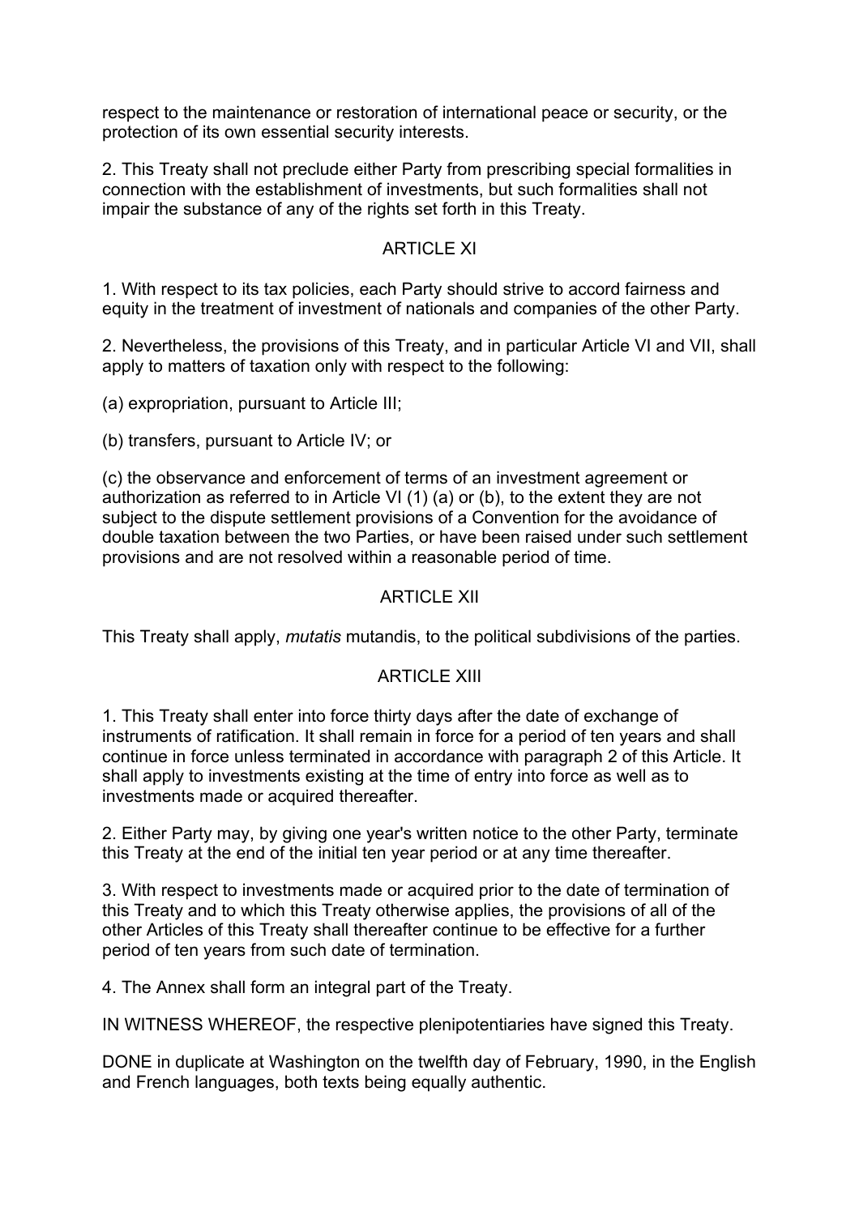respect to the maintenance or restoration of international peace or security, or the protection of its own essential security interests.

2. This Treaty shall not preclude either Party from prescribing special formalities in connection with the establishment of investments, but such formalities shall not impair the substance of any of the rights set forth in this Treaty.

## ARTICLE XI

1. With respect to its tax policies, each Party should strive to accord fairness and equity in the treatment of investment of nationals and companies of the other Party.

2. Nevertheless, the provisions of this Treaty, and in particular Article VI and VII, shall apply to matters of taxation only with respect to the following:

(a) expropriation, pursuant to Article III;

(b) transfers, pursuant to Article IV; or

(c) the observance and enforcement of terms of an investment agreement or authorization as referred to in Article VI (1) (a) or (b), to the extent they are not subject to the dispute settlement provisions of a Convention for the avoidance of double taxation between the two Parties, or have been raised under such settlement provisions and are not resolved within a reasonable period of time.

## ARTICLE XII

This Treaty shall apply, *mutatis* mutandis, to the political subdivisions of the parties.

## ARTICLE XIII

1. This Treaty shall enter into force thirty days after the date of exchange of instruments of ratification. It shall remain in force for a period of ten years and shall continue in force unless terminated in accordance with paragraph 2 of this Article. It shall apply to investments existing at the time of entry into force as well as to investments made or acquired thereafter.

2. Either Party may, by giving one year's written notice to the other Party, terminate this Treaty at the end of the initial ten year period or at any time thereafter.

3. With respect to investments made or acquired prior to the date of termination of this Treaty and to which this Treaty otherwise applies, the provisions of all of the other Articles of this Treaty shall thereafter continue to be effective for a further period of ten years from such date of termination.

4. The Annex shall form an integral part of the Treaty.

IN WITNESS WHEREOF, the respective plenipotentiaries have signed this Treaty.

DONE in duplicate at Washington on the twelfth day of February, 1990, in the English and French languages, both texts being equally authentic.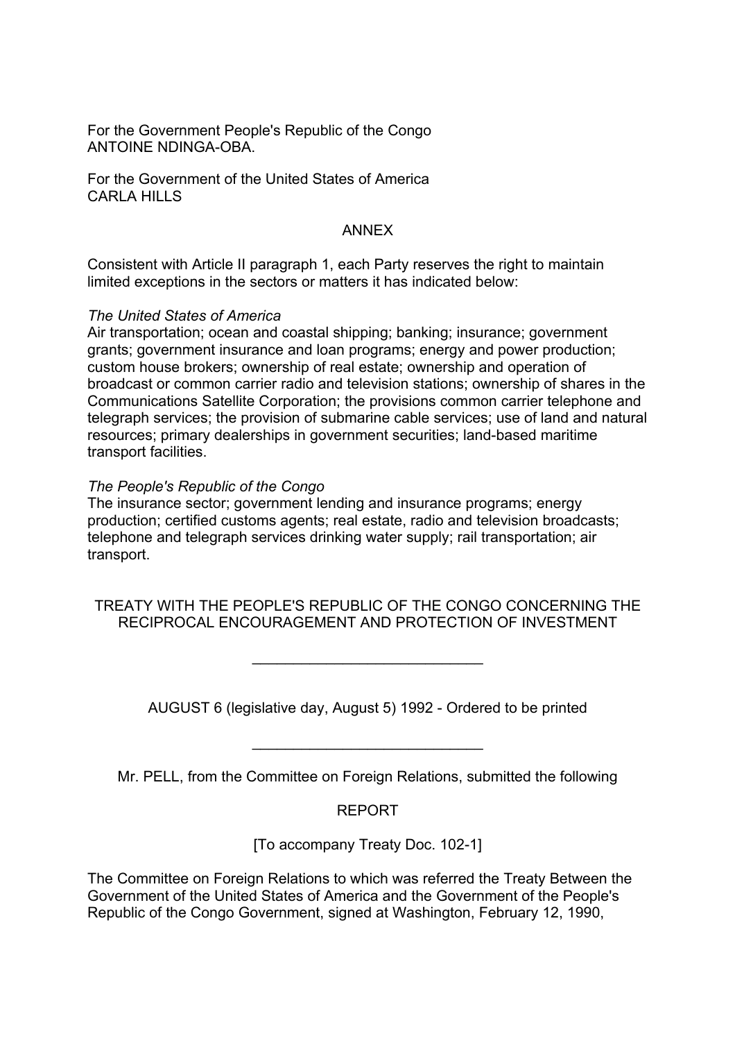For the Government People's Republic of the Congo
ANTOINE NDINGA-OBA.

For the Government of the United States of America
CARLA HILLS

## ANNEX

Consistent with Article II paragraph 1, each Party reserves the right to maintain limited exceptions in the sectors or matters it has indicated below:

*The United States of America*
Air transportation; ocean and coastal shipping; banking; insurance; government grants; government insurance and loan programs; energy and power production; custom house brokers; ownership of real estate; ownership and operation of broadcast or common carrier radio and television stations; ownership of shares in the Communications Satellite Corporation; the provisions common carrier telephone and telegraph services; the provision of submarine cable services; use of land and natural resources; primary dealerships in government securities; land-based maritime transport facilities.

*The People's Republic of the Congo*
The insurance sector; government lending and insurance programs; energy production; certified customs agents; real estate, radio and television broadcasts; telephone and telegraph services drinking water supply; rail transportation; air transport.

# TREATY WITH THE PEOPLE'S REPUBLIC OF THE CONGO CONCERNING THE RECIPROCAL ENCOURAGEMENT AND PROTECTION OF INVESTMENT

---

AUGUST 6 (legislative day, August 5) 1992 - Ordered to be printed

---

Mr. PELL, from the Committee on Foreign Relations, submitted the following

## REPORT

[To accompany Treaty Doc. 102-1]

The Committee on Foreign Relations to which was referred the Treaty Between the Government of the United States of America and the Government of the People's Republic of the Congo Government, signed at Washington, February 12, 1990,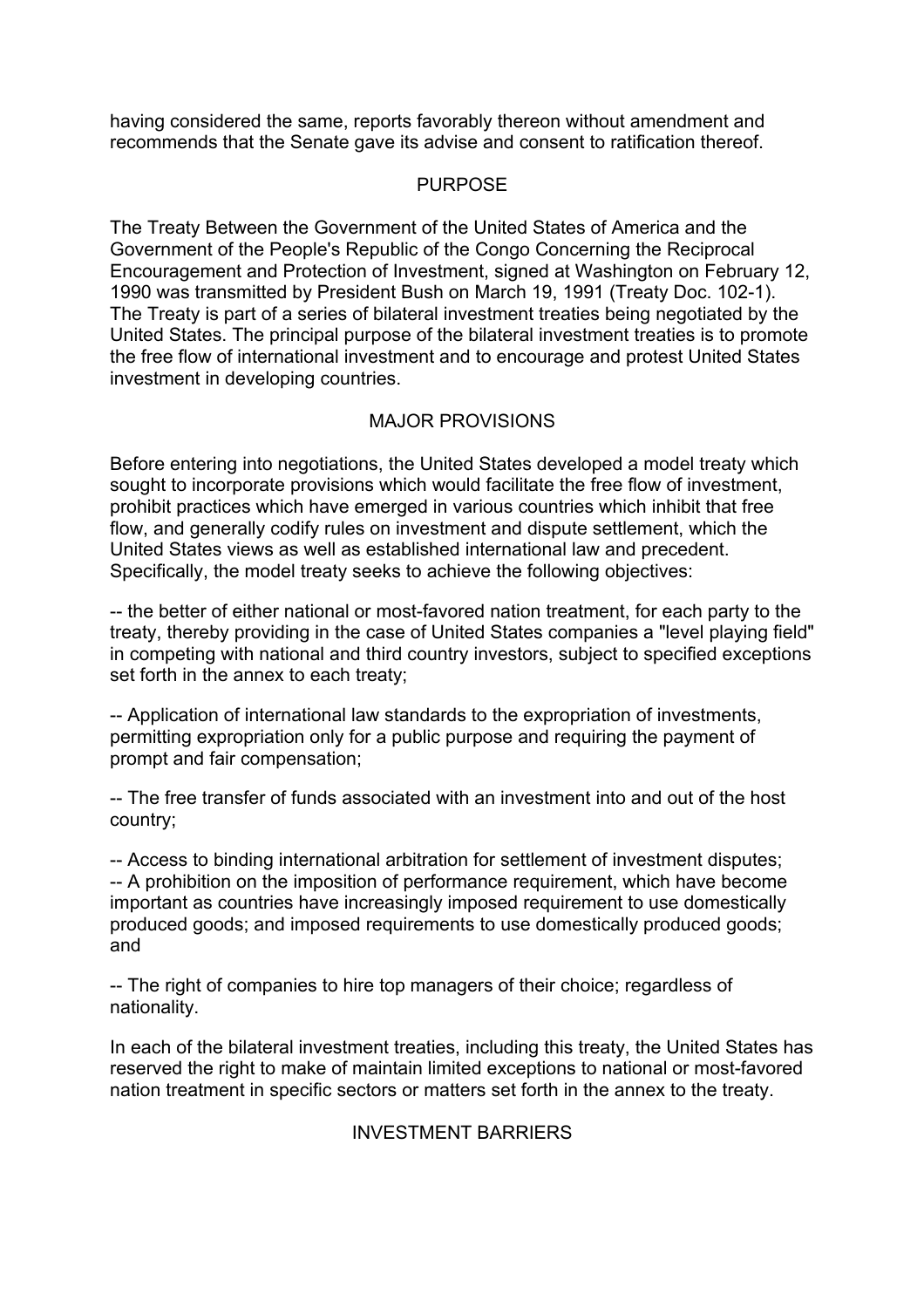having considered the same, reports favorably thereon without amendment and recommends that the Senate gave its advise and consent to ratification thereof.

## PURPOSE

The Treaty Between the Government of the United States of America and the Government of the People's Republic of the Congo Concerning the Reciprocal Encouragement and Protection of Investment, signed at Washington on February 12, 1990 was transmitted by President Bush on March 19, 1991 (Treaty Doc. 102-1). The Treaty is part of a series of bilateral investment treaties being negotiated by the United States. The principal purpose of the bilateral investment treaties is to promote the free flow of international investment and to encourage and protest United States investment in developing countries.

## MAJOR PROVISIONS

Before entering into negotiations, the United States developed a model treaty which sought to incorporate provisions which would facilitate the free flow of investment, prohibit practices which have emerged in various countries which inhibit that free flow, and generally codify rules on investment and dispute settlement, which the United States views as well as established international law and precedent. Specifically, the model treaty seeks to achieve the following objectives:

-- the better of either national or most-favored nation treatment, for each party to the treaty, thereby providing in the case of United States companies a "level playing field" in competing with national and third country investors, subject to specified exceptions set forth in the annex to each treaty;

-- Application of international law standards to the expropriation of investments, permitting expropriation only for a public purpose and requiring the payment of prompt and fair compensation;

-- The free transfer of funds associated with an investment into and out of the host country;

-- Access to binding international arbitration for settlement of investment disputes;
-- A prohibition on the imposition of performance requirement, which have become important as countries have increasingly imposed requirement to use domestically produced goods; and imposed requirements to use domestically produced goods; and

-- The right of companies to hire top managers of their choice; regardless of nationality.

In each of the bilateral investment treaties, including this treaty, the United States has reserved the right to make of maintain limited exceptions to national or most-favored nation treatment in specific sectors or matters set forth in the annex to the treaty.

## INVESTMENT BARRIERS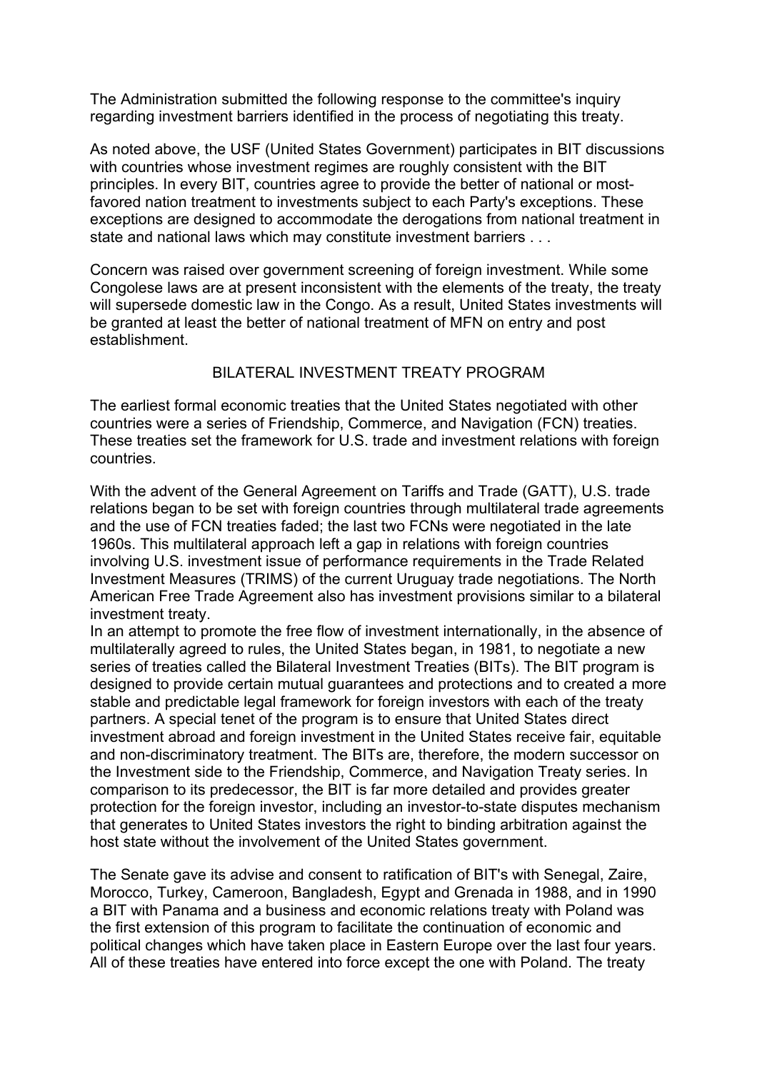The Administration submitted the following response to the committee's inquiry regarding investment barriers identified in the process of negotiating this treaty.

As noted above, the USF (United States Government) participates in BIT discussions with countries whose investment regimes are roughly consistent with the BIT principles. In every BIT, countries agree to provide the better of national or most-favored nation treatment to investments subject to each Party's exceptions. These exceptions are designed to accommodate the derogations from national treatment in state and national laws which may constitute investment barriers . . .

Concern was raised over government screening of foreign investment. While some Congolese laws are at present inconsistent with the elements of the treaty, the treaty will supersede domestic law in the Congo. As a result, United States investments will be granted at least the better of national treatment of MFN on entry and post establishment.

## BILATERAL INVESTMENT TREATY PROGRAM

The earliest formal economic treaties that the United States negotiated with other countries were a series of Friendship, Commerce, and Navigation (FCN) treaties. These treaties set the framework for U.S. trade and investment relations with foreign countries.

With the advent of the General Agreement on Tariffs and Trade (GATT), U.S. trade relations began to be set with foreign countries through multilateral trade agreements and the use of FCN treaties faded; the last two FCNs were negotiated in the late 1960s. This multilateral approach left a gap in relations with foreign countries involving U.S. investment issue of performance requirements in the Trade Related Investment Measures (TRIMS) of the current Uruguay trade negotiations. The North American Free Trade Agreement also has investment provisions similar to a bilateral investment treaty.

In an attempt to promote the free flow of investment internationally, in the absence of multilaterally agreed to rules, the United States began, in 1981, to negotiate a new series of treaties called the Bilateral Investment Treaties (BITs). The BIT program is designed to provide certain mutual guarantees and protections and to created a more stable and predictable legal framework for foreign investors with each of the treaty partners. A special tenet of the program is to ensure that United States direct investment abroad and foreign investment in the United States receive fair, equitable and non-discriminatory treatment. The BITs are, therefore, the modern successor on the Investment side to the Friendship, Commerce, and Navigation Treaty series. In comparison to its predecessor, the BIT is far more detailed and provides greater protection for the foreign investor, including an investor-to-state disputes mechanism that generates to United States investors the right to binding arbitration against the host state without the involvement of the United States government.

The Senate gave its advise and consent to ratification of BIT's with Senegal, Zaire, Morocco, Turkey, Cameroon, Bangladesh, Egypt and Grenada in 1988, and in 1990 a BIT with Panama and a business and economic relations treaty with Poland was the first extension of this program to facilitate the continuation of economic and political changes which have taken place in Eastern Europe over the last four years. All of these treaties have entered into force except the one with Poland. The treaty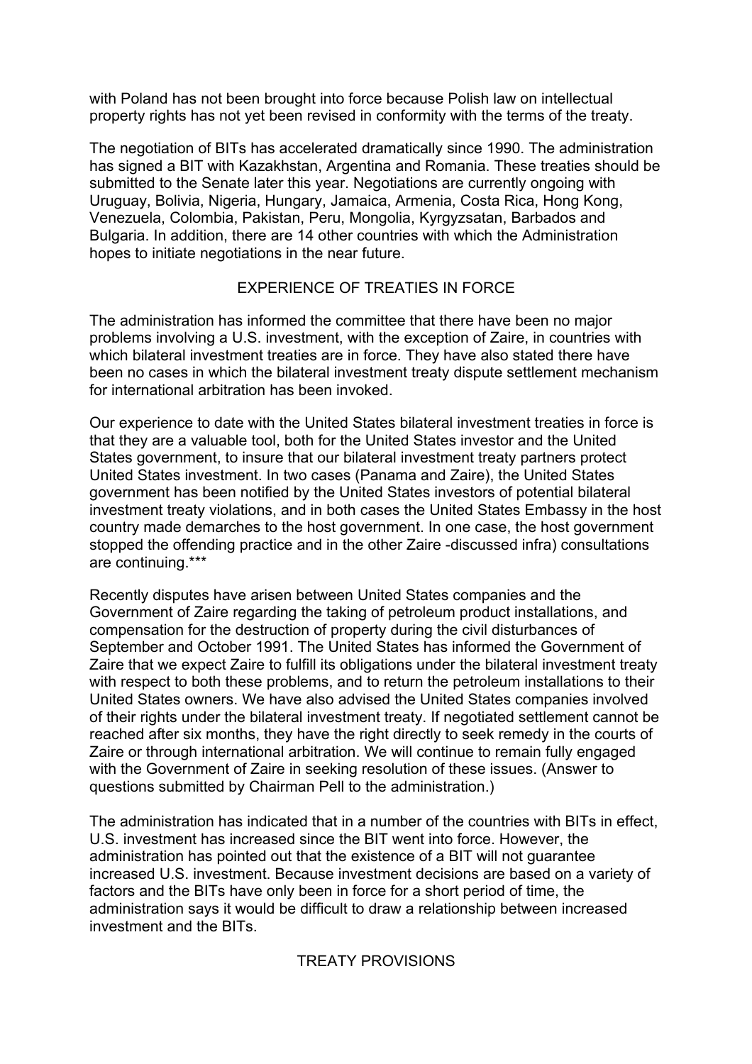with Poland has not been brought into force because Polish law on intellectual property rights has not yet been revised in conformity with the terms of the treaty.

The negotiation of BITs has accelerated dramatically since 1990. The administration has signed a BIT with Kazakhstan, Argentina and Romania. These treaties should be submitted to the Senate later this year. Negotiations are currently ongoing with Uruguay, Bolivia, Nigeria, Hungary, Jamaica, Armenia, Costa Rica, Hong Kong, Venezuela, Colombia, Pakistan, Peru, Mongolia, Kyrgyzsatan, Barbados and Bulgaria. In addition, there are 14 other countries with which the Administration hopes to initiate negotiations in the near future.

## EXPERIENCE OF TREATIES IN FORCE

The administration has informed the committee that there have been no major problems involving a U.S. investment, with the exception of Zaire, in countries with which bilateral investment treaties are in force. They have also stated there have been no cases in which the bilateral investment treaty dispute settlement mechanism for international arbitration has been invoked.

Our experience to date with the United States bilateral investment treaties in force is that they are a valuable tool, both for the United States investor and the United States government, to insure that our bilateral investment treaty partners protect United States investment. In two cases (Panama and Zaire), the United States government has been notified by the United States investors of potential bilateral investment treaty violations, and in both cases the United States Embassy in the host country made demarches to the host government. In one case, the host government stopped the offending practice and in the other Zaire -discussed infra) consultations are continuing.***

Recently disputes have arisen between United States companies and the Government of Zaire regarding the taking of petroleum product installations, and compensation for the destruction of property during the civil disturbances of September and October 1991. The United States has informed the Government of Zaire that we expect Zaire to fulfill its obligations under the bilateral investment treaty with respect to both these problems, and to return the petroleum installations to their United States owners. We have also advised the United States companies involved of their rights under the bilateral investment treaty. If negotiated settlement cannot be reached after six months, they have the right directly to seek remedy in the courts of Zaire or through international arbitration. We will continue to remain fully engaged with the Government of Zaire in seeking resolution of these issues. (Answer to questions submitted by Chairman Pell to the administration.)

The administration has indicated that in a number of the countries with BITs in effect, U.S. investment has increased since the BIT went into force. However, the administration has pointed out that the existence of a BIT will not guarantee increased U.S. investment. Because investment decisions are based on a variety of factors and the BITs have only been in force for a short period of time, the administration says it would be difficult to draw a relationship between increased investment and the BITs.

## TREATY PROVISIONS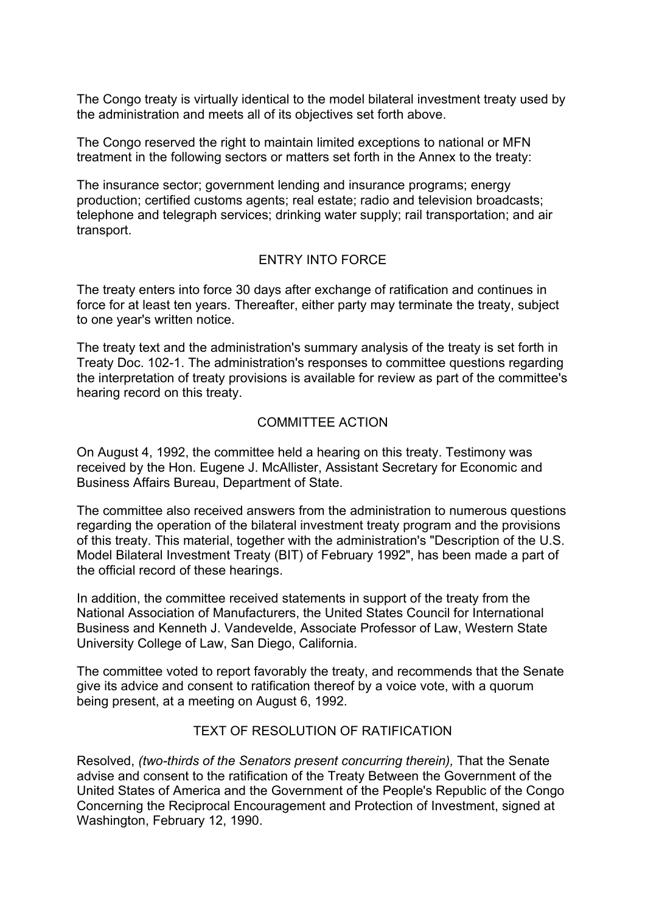The Congo treaty is virtually identical to the model bilateral investment treaty used by the administration and meets all of its objectives set forth above.

The Congo reserved the right to maintain limited exceptions to national or MFN treatment in the following sectors or matters set forth in the Annex to the treaty:

The insurance sector; government lending and insurance programs; energy production; certified customs agents; real estate; radio and television broadcasts; telephone and telegraph services; drinking water supply; rail transportation; and air transport.

## ENTRY INTO FORCE

The treaty enters into force 30 days after exchange of ratification and continues in force for at least ten years. Thereafter, either party may terminate the treaty, subject to one year's written notice.

The treaty text and the administration's summary analysis of the treaty is set forth in Treaty Doc. 102-1. The administration's responses to committee questions regarding the interpretation of treaty provisions is available for review as part of the committee's hearing record on this treaty.

## COMMITTEE ACTION

On August 4, 1992, the committee held a hearing on this treaty. Testimony was received by the Hon. Eugene J. McAllister, Assistant Secretary for Economic and Business Affairs Bureau, Department of State.

The committee also received answers from the administration to numerous questions regarding the operation of the bilateral investment treaty program and the provisions of this treaty. This material, together with the administration's "Description of the U.S. Model Bilateral Investment Treaty (BIT) of February 1992", has been made a part of the official record of these hearings.

In addition, the committee received statements in support of the treaty from the National Association of Manufacturers, the United States Council for International Business and Kenneth J. Vandevelde, Associate Professor of Law, Western State University College of Law, San Diego, California.

The committee voted to report favorably the treaty, and recommends that the Senate give its advice and consent to ratification thereof by a voice vote, with a quorum being present, at a meeting on August 6, 1992.

## TEXT OF RESOLUTION OF RATIFICATION

Resolved, *(two-thirds of the Senators present concurring therein),* That the Senate advise and consent to the ratification of the Treaty Between the Government of the United States of America and the Government of the People's Republic of the Congo Concerning the Reciprocal Encouragement and Protection of Investment, signed at Washington, February 12, 1990.